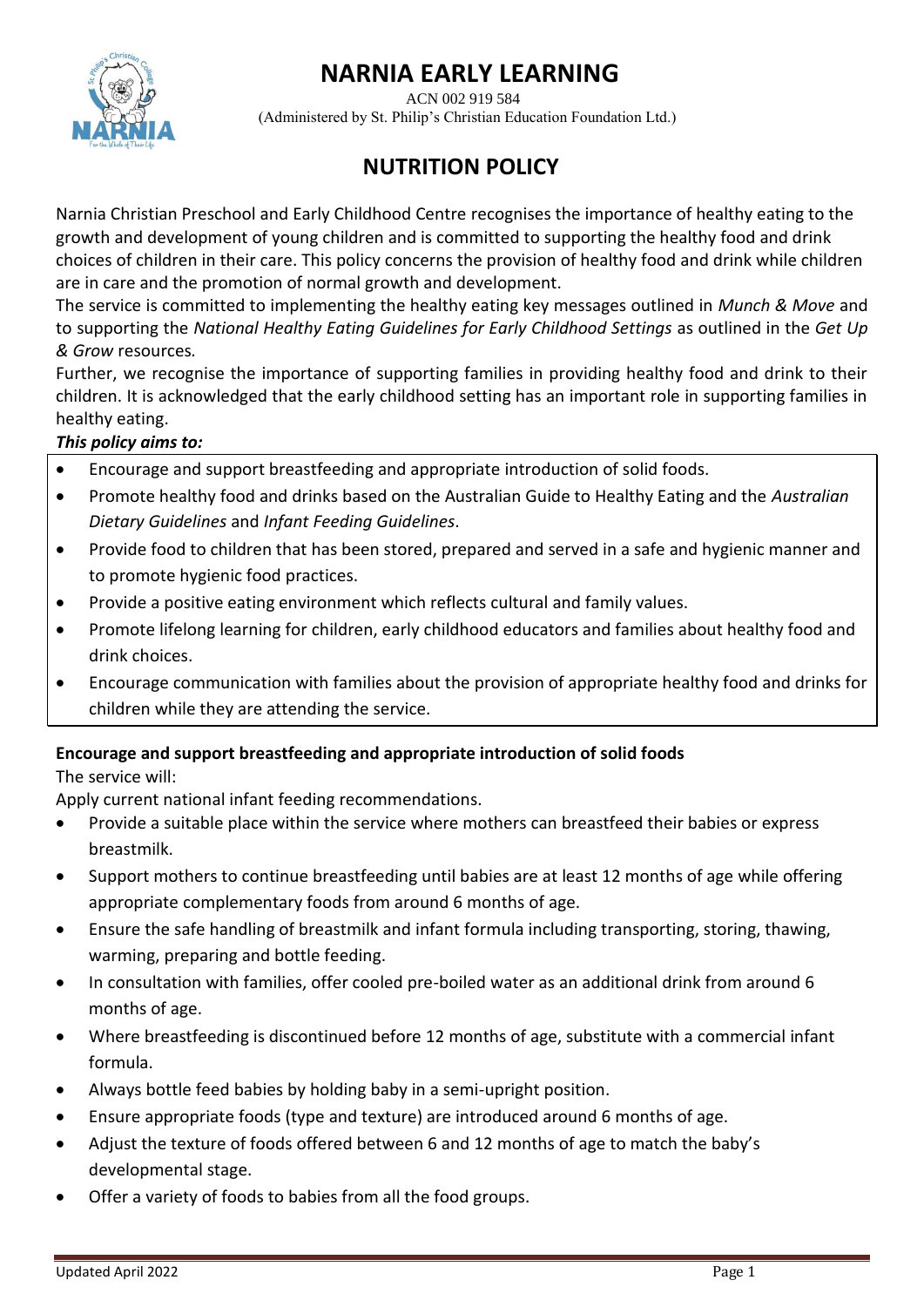# NARNIA EARLY LEARNING

ACN 002 919 584

(Administered by St. Philip's Christian Education Foundation Ltd.)

## NUTRITION POLICY

Narnia Christian Preschool and Early Childhood Centre recognises the importance of healthy eating to the growth and development of young children and is committed to supporting the healthy food and drink choices of children in their care. This policy concerns the provision of healthy food and drink while children are in care and the promotion of normal growth and development.

The service is committed to implementing the healthy eating key messages outlined in *Munch & Move* and to supporting the *National Healthy Eating Guidelines for Early Childhood Settings* as outlined in the *Get Up & Grow* resources.

Further, we recognise the importance of supporting families in providing healthy food and drink to their children. It is acknowledged that the early childhood setting has an important role in supporting families in healthy eating.

***This policy aims to:***

- Encourage and support breastfeeding and appropriate introduction of solid foods.
- Promote healthy food and drinks based on the Australian Guide to Healthy Eating and the *Australian Dietary Guidelines* and *Infant Feeding Guidelines*.
- Provide food to children that has been stored, prepared and served in a safe and hygienic manner and to promote hygienic food practices.
- Provide a positive eating environment which reflects cultural and family values.
- Promote lifelong learning for children, early childhood educators and families about healthy food and drink choices.
- Encourage communication with families about the provision of appropriate healthy food and drinks for children while they are attending the service.

**Encourage and support breastfeeding and appropriate introduction of solid foods**

The service will:

Apply current national infant feeding recommendations.

- Provide a suitable place within the service where mothers can breastfeed their babies or express breastmilk.
- Support mothers to continue breastfeeding until babies are at least 12 months of age while offering appropriate complementary foods from around 6 months of age.
- Ensure the safe handling of breastmilk and infant formula including transporting, storing, thawing, warming, preparing and bottle feeding.
- In consultation with families, offer cooled pre-boiled water as an additional drink from around 6 months of age.
- Where breastfeeding is discontinued before 12 months of age, substitute with a commercial infant formula.
- Always bottle feed babies by holding baby in a semi-upright position.
- Ensure appropriate foods (type and texture) are introduced around 6 months of age.
- Adjust the texture of foods offered between 6 and 12 months of age to match the baby's developmental stage.
- Offer a variety of foods to babies from all the food groups.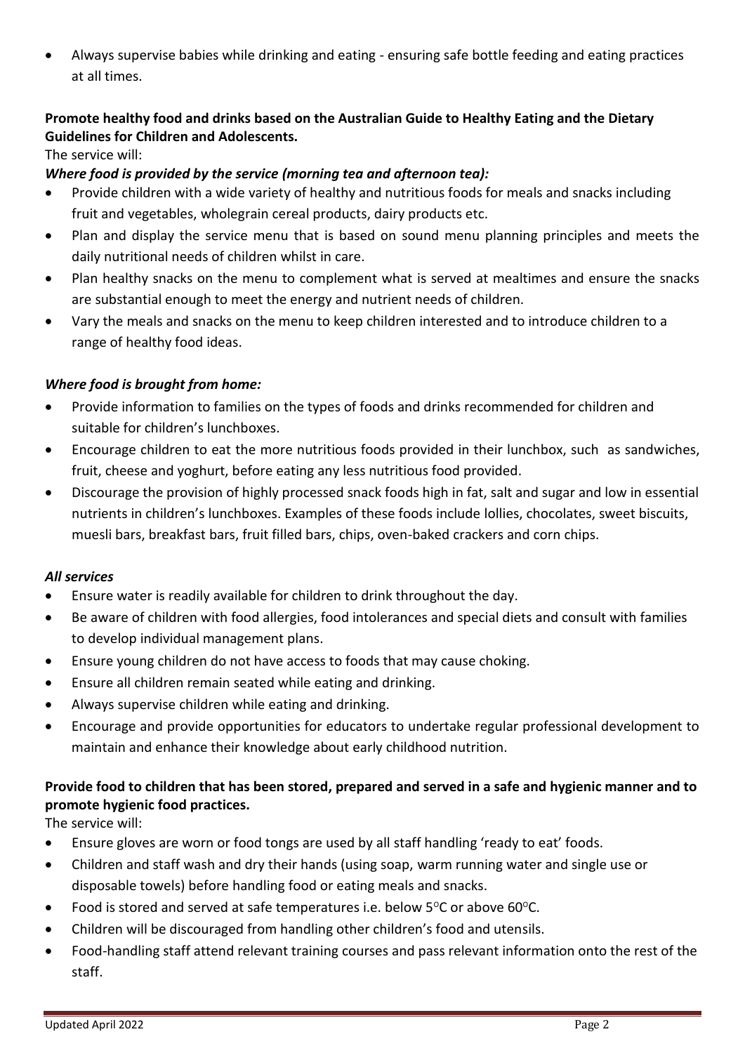- Always supervise babies while drinking and eating - ensuring safe bottle feeding and eating practices at all times.

**Promote healthy food and drinks based on the Australian Guide to Healthy Eating and the Dietary Guidelines for Children and Adolescents.**

The service will:

***Where food is provided by the service (morning tea and afternoon tea):***

- Provide children with a wide variety of healthy and nutritious foods for meals and snacks including fruit and vegetables, wholegrain cereal products, dairy products etc.
- Plan and display the service menu that is based on sound menu planning principles and meets the daily nutritional needs of children whilst in care.
- Plan healthy snacks on the menu to complement what is served at mealtimes and ensure the snacks are substantial enough to meet the energy and nutrient needs of children.
- Vary the meals and snacks on the menu to keep children interested and to introduce children to a range of healthy food ideas.

***Where food is brought from home:***

- Provide information to families on the types of foods and drinks recommended for children and suitable for children's lunchboxes.
- Encourage children to eat the more nutritious foods provided in their lunchbox, such as sandwiches, fruit, cheese and yoghurt, before eating any less nutritious food provided.
- Discourage the provision of highly processed snack foods high in fat, salt and sugar and low in essential nutrients in children's lunchboxes. Examples of these foods include lollies, chocolates, sweet biscuits, muesli bars, breakfast bars, fruit filled bars, chips, oven-baked crackers and corn chips.

***All services***

- Ensure water is readily available for children to drink throughout the day.
- Be aware of children with food allergies, food intolerances and special diets and consult with families to develop individual management plans.
- Ensure young children do not have access to foods that may cause choking.
- Ensure all children remain seated while eating and drinking.
- Always supervise children while eating and drinking.
- Encourage and provide opportunities for educators to undertake regular professional development to maintain and enhance their knowledge about early childhood nutrition.

**Provide food to children that has been stored, prepared and served in a safe and hygienic manner and to promote hygienic food practices.**

The service will:

- Ensure gloves are worn or food tongs are used by all staff handling 'ready to eat' foods.
- Children and staff wash and dry their hands (using soap, warm running water and single use or disposable towels) before handling food or eating meals and snacks.
- Food is stored and served at safe temperatures i.e. below 5°C or above 60°C.
- Children will be discouraged from handling other children's food and utensils.
- Food-handling staff attend relevant training courses and pass relevant information onto the rest of the staff.

Updated April 2022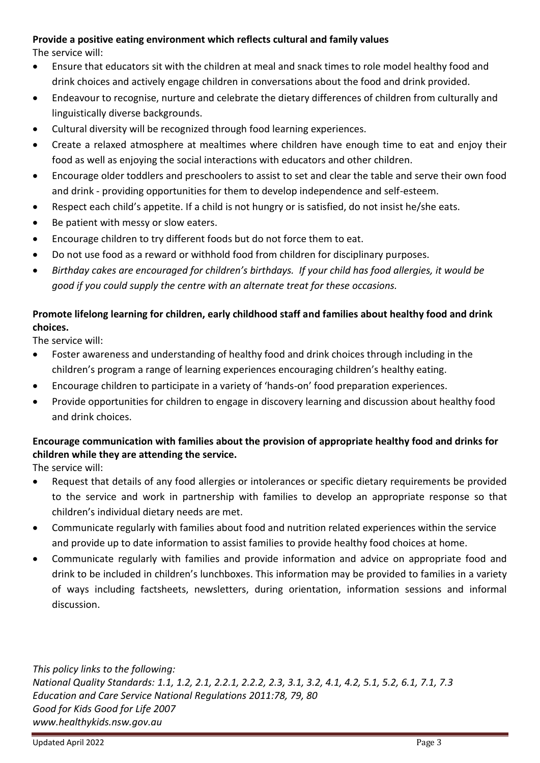**Provide a positive eating environment which reflects cultural and family values**

The service will:

- Ensure that educators sit with the children at meal and snack times to role model healthy food and drink choices and actively engage children in conversations about the food and drink provided.
- Endeavour to recognise, nurture and celebrate the dietary differences of children from culturally and linguistically diverse backgrounds.
- Cultural diversity will be recognized through food learning experiences.
- Create a relaxed atmosphere at mealtimes where children have enough time to eat and enjoy their food as well as enjoying the social interactions with educators and other children.
- Encourage older toddlers and preschoolers to assist to set and clear the table and serve their own food and drink - providing opportunities for them to develop independence and self-esteem.
- Respect each child's appetite. If a child is not hungry or is satisfied, do not insist he/she eats.
- Be patient with messy or slow eaters.
- Encourage children to try different foods but do not force them to eat.
- Do not use food as a reward or withhold food from children for disciplinary purposes.
- *Birthday cakes are encouraged for children's birthdays. If your child has food allergies, it would be good if you could supply the centre with an alternate treat for these occasions.*

**Promote lifelong learning for children, early childhood staff and families about healthy food and drink choices.**

The service will:

- Foster awareness and understanding of healthy food and drink choices through including in the children's program a range of learning experiences encouraging children's healthy eating.
- Encourage children to participate in a variety of 'hands-on' food preparation experiences.
- Provide opportunities for children to engage in discovery learning and discussion about healthy food and drink choices.

**Encourage communication with families about the provision of appropriate healthy food and drinks for children while they are attending the service.**

The service will:

- Request that details of any food allergies or intolerances or specific dietary requirements be provided to the service and work in partnership with families to develop an appropriate response so that children's individual dietary needs are met.
- Communicate regularly with families about food and nutrition related experiences within the service and provide up to date information to assist families to provide healthy food choices at home.
- Communicate regularly with families and provide information and advice on appropriate food and drink to be included in children's lunchboxes. This information may be provided to families in a variety of ways including factsheets, newsletters, during orientation, information sessions and informal discussion.

*This policy links to the following:*
*National Quality Standards: 1.1, 1.2, 2.1, 2.2.1, 2.2.2, 2.3, 3.1, 3.2, 4.1, 4.2, 5.1, 5.2, 6.1, 7.1, 7.3*
*Education and Care Service National Regulations 2011:78, 79, 80*
*Good for Kids Good for Life 2007*
*www.healthykids.nsw.gov.au*

Updated April 2022